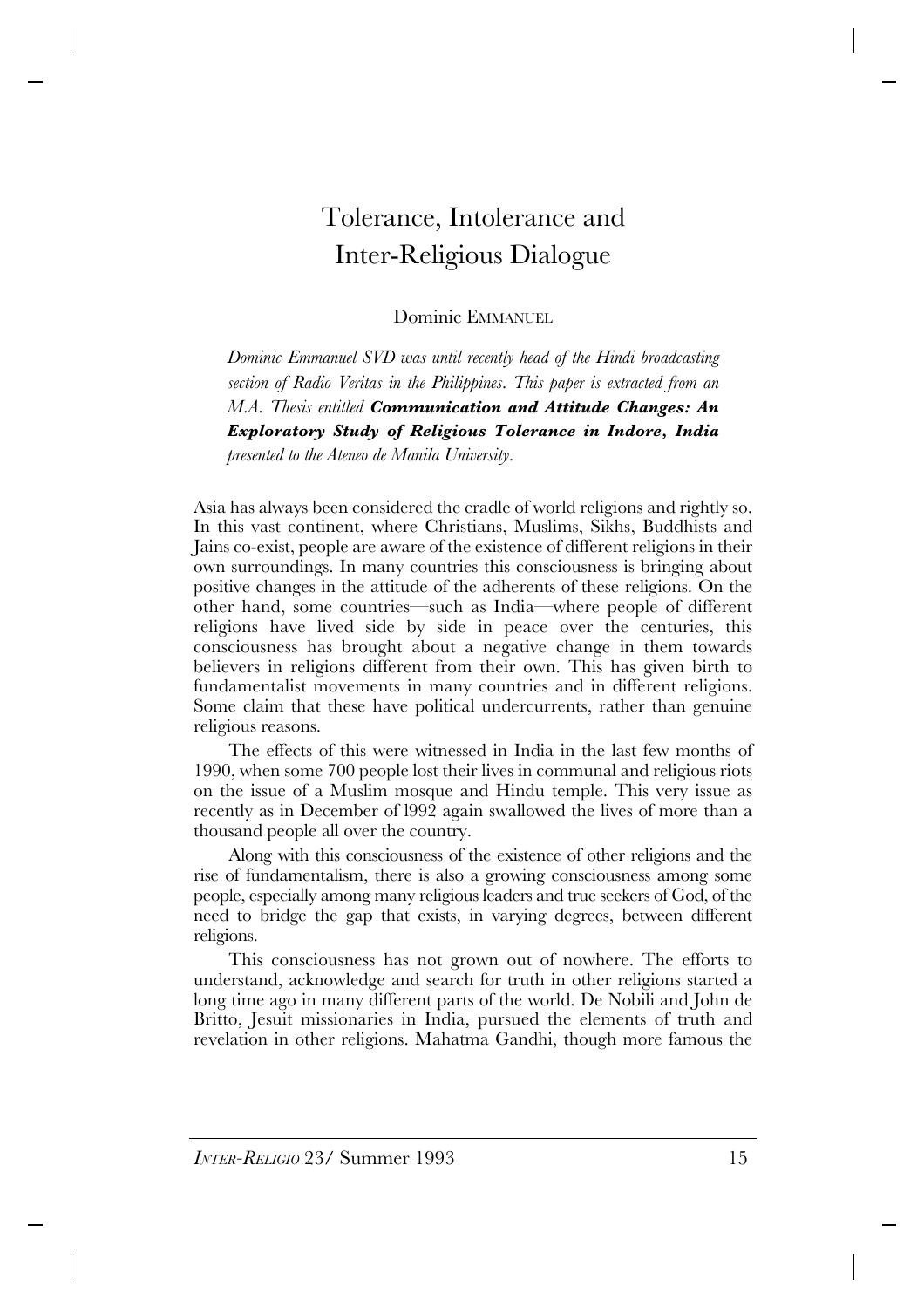# Tolerance, Intolerance and Inter-Religious Dialogue

Dominic EMMANUEL

*Dominic Emmanuel SVD was until recently head of the Hindi broadcasting section of Radio Veritas in the Philippines. This paper is extracted from an M.A. Thesis entitled* ***Communication and Attitude Changes: An Exploratory Study of Religious Tolerance in Indore, India*** *presented to the Ateneo de Manila University.*

Asia has always been considered the cradle of world religions and rightly so. In this vast continent, where Christians, Muslims, Sikhs, Buddhists and Jains co-exist, people are aware of the existence of different religions in their own surroundings. In many countries this consciousness is bringing about positive changes in the attitude of the adherents of these religions. On the other hand, some countries—such as India—where people of different religions have lived side by side in peace over the centuries, this consciousness has brought about a negative change in them towards believers in religions different from their own. This has given birth to fundamentalist movements in many countries and in different religions. Some claim that these have political undercurrents, rather than genuine religious reasons.

The effects of this were witnessed in India in the last few months of 1990, when some 700 people lost their lives in communal and religious riots on the issue of a Muslim mosque and Hindu temple. This very issue as recently as in December of l992 again swallowed the lives of more than a thousand people all over the country.

Along with this consciousness of the existence of other religions and the rise of fundamentalism, there is also a growing consciousness among some people, especially among many religious leaders and true seekers of God, of the need to bridge the gap that exists, in varying degrees, between different religions.

This consciousness has not grown out of nowhere. The efforts to understand, acknowledge and search for truth in other religions started a long time ago in many different parts of the world. De Nobili and John de Britto, Jesuit missionaries in India, pursued the elements of truth and revelation in other religions. Mahatma Gandhi, though more famous the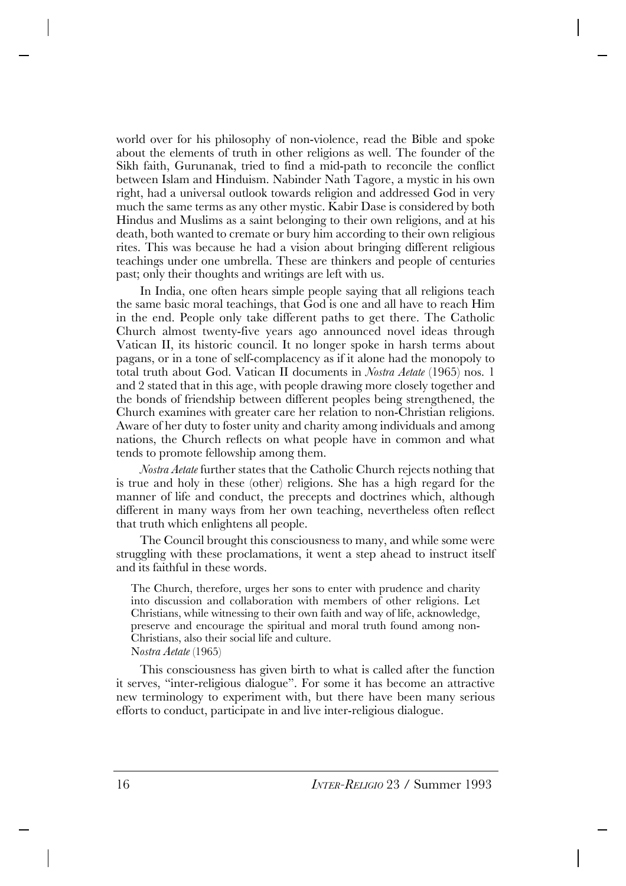world over for his philosophy of non-violence, read the Bible and spoke about the elements of truth in other religions as well. The founder of the Sikh faith, Gurunanak, tried to find a mid-path to reconcile the conflict between Islam and Hinduism. Nabinder Nath Tagore, a mystic in his own right, had a universal outlook towards religion and addressed God in very much the same terms as any other mystic. Kabir Dase is considered by both Hindus and Muslims as a saint belonging to their own religions, and at his death, both wanted to cremate or bury him according to their own religious rites. This was because he had a vision about bringing different religious teachings under one umbrella. These are thinkers and people of centuries past; only their thoughts and writings are left with us.

In India, one often hears simple people saying that all religions teach the same basic moral teachings, that God is one and all have to reach Him in the end. People only take different paths to get there. The Catholic Church almost twenty-five years ago announced novel ideas through Vatican II, its historic council. It no longer spoke in harsh terms about pagans, or in a tone of self-complacency as if it alone had the monopoly to total truth about God. Vatican II documents in *Nostra Aetate* (1965) nos. 1 and 2 stated that in this age, with people drawing more closely together and the bonds of friendship between different peoples being strengthened, the Church examines with greater care her relation to non-Christian religions. Aware of her duty to foster unity and charity among individuals and among nations, the Church reflects on what people have in common and what tends to promote fellowship among them.

*Nostra Aetate* further states that the Catholic Church rejects nothing that is true and holy in these (other) religions. She has a high regard for the manner of life and conduct, the precepts and doctrines which, although different in many ways from her own teaching, nevertheless often reflect that truth which enlightens all people.

The Council brought this consciousness to many, and while some were struggling with these proclamations, it went a step ahead to instruct itself and its faithful in these words.

> The Church, therefore, urges her sons to enter with prudence and charity into discussion and collaboration with members of other religions. Let Christians, while witnessing to their own faith and way of life, acknowledge, preserve and encourage the spiritual and moral truth found among non-Christians, also their social life and culture.
> N*ostra Aetate* (1965)

This consciousness has given birth to what is called after the function it serves, "inter-religious dialogue". For some it has become an attractive new terminology to experiment with, but there have been many serious efforts to conduct, participate in and live inter-religious dialogue.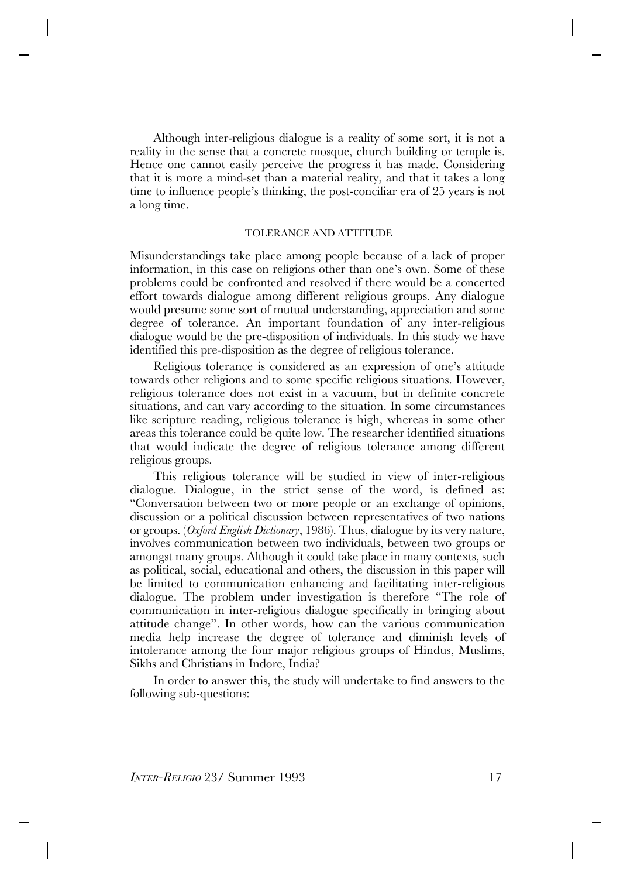Although inter-religious dialogue is a reality of some sort, it is not a reality in the sense that a concrete mosque, church building or temple is. Hence one cannot easily perceive the progress it has made. Considering that it is more a mind-set than a material reality, and that it takes a long time to influence people's thinking, the post-conciliar era of 25 years is not a long time.

## TOLERANCE AND ATTITUDE

Misunderstandings take place among people because of a lack of proper information, in this case on religions other than one's own. Some of these problems could be confronted and resolved if there would be a concerted effort towards dialogue among different religious groups. Any dialogue would presume some sort of mutual understanding, appreciation and some degree of tolerance. An important foundation of any inter-religious dialogue would be the pre-disposition of individuals. In this study we have identified this pre-disposition as the degree of religious tolerance.

Religious tolerance is considered as an expression of one's attitude towards other religions and to some specific religious situations. However, religious tolerance does not exist in a vacuum, but in definite concrete situations, and can vary according to the situation. In some circumstances like scripture reading, religious tolerance is high, whereas in some other areas this tolerance could be quite low. The researcher identified situations that would indicate the degree of religious tolerance among different religious groups.

This religious tolerance will be studied in view of inter-religious dialogue. Dialogue, in the strict sense of the word, is defined as: "Conversation between two or more people or an exchange of opinions, discussion or a political discussion between representatives of two nations or groups. (*Oxford English Dictionary*, 1986). Thus, dialogue by its very nature, involves communication between two individuals, between two groups or amongst many groups. Although it could take place in many contexts, such as political, social, educational and others, the discussion in this paper will be limited to communication enhancing and facilitating inter-religious dialogue. The problem under investigation is therefore "The role of communication in inter-religious dialogue specifically in bringing about attitude change". In other words, how can the various communication media help increase the degree of tolerance and diminish levels of intolerance among the four major religious groups of Hindus, Muslims, Sikhs and Christians in Indore, India?

In order to answer this, the study will undertake to find answers to the following sub-questions: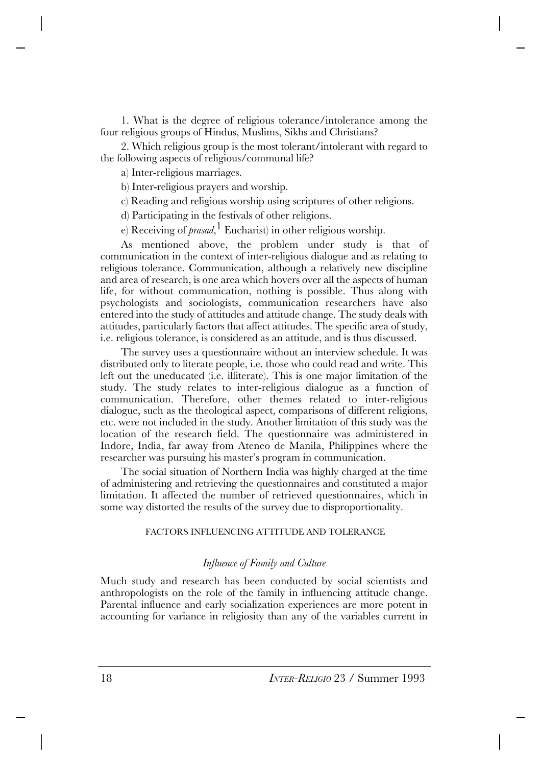1. What is the degree of religious tolerance/intolerance among the four religious groups of Hindus, Muslims, Sikhs and Christians?

2. Which religious group is the most tolerant/intolerant with regard to the following aspects of religious/communal life?

a) Inter-religious marriages.

b) Inter-religious prayers and worship.

c) Reading and religious worship using scriptures of other religions.

d) Participating in the festivals of other religions.

e) Receiving of *prasad*,[1] Eucharist) in other religious worship.

As mentioned above, the problem under study is that of communication in the context of inter-religious dialogue and as relating to religious tolerance. Communication, although a relatively new discipline and area of research, is one area which hovers over all the aspects of human life, for without communication, nothing is possible. Thus along with psychologists and sociologists, communication researchers have also entered into the study of attitudes and attitude change. The study deals with attitudes, particularly factors that affect attitudes. The specific area of study, i.e. religious tolerance, is considered as an attitude, and is thus discussed.

The survey uses a questionnaire without an interview schedule. It was distributed only to literate people, i.e. those who could read and write. This left out the uneducated (i.e. illiterate). This is one major limitation of the study. The study relates to inter-religious dialogue as a function of communication. Therefore, other themes related to inter-religious dialogue, such as the theological aspect, comparisons of different religions, etc. were not included in the study. Another limitation of this study was the location of the research field. The questionnaire was administered in Indore, India, far away from Ateneo de Manila, Philippines where the researcher was pursuing his master's program in communication.

The social situation of Northern India was highly charged at the time of administering and retrieving the questionnaires and constituted a major limitation. It affected the number of retrieved questionnaires, which in some way distorted the results of the survey due to disproportionality.

## FACTORS INFLUENCING ATTITUDE AND TOLERANCE

### *Influence of Family and Culture*

Much study and research has been conducted by social scientists and anthropologists on the role of the family in influencing attitude change. Parental influence and early socialization experiences are more potent in accounting for variance in religiosity than any of the variables current in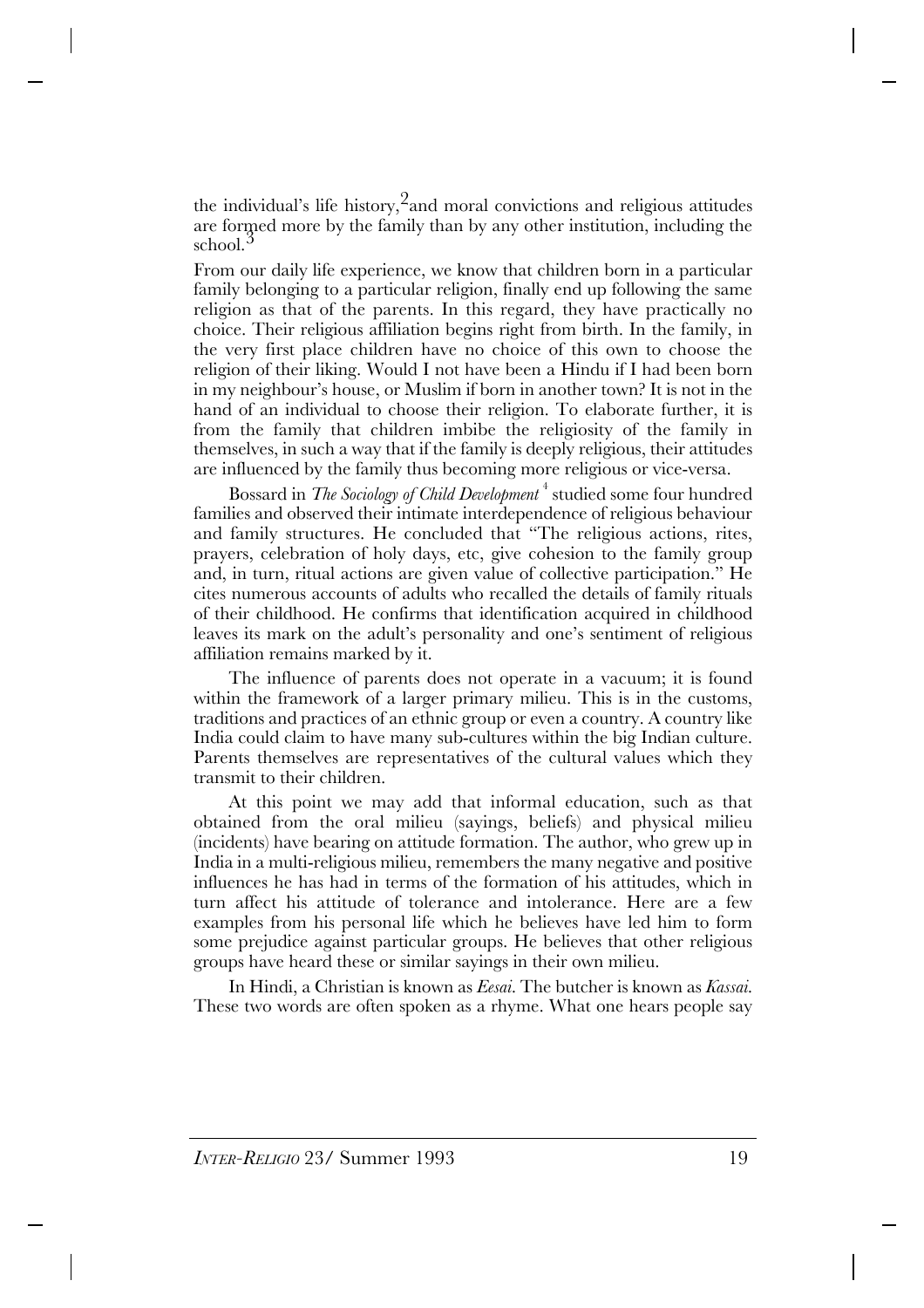the individual's life history,[2] and moral convictions and religious attitudes are formed more by the family than by any other institution, including the school.[3]

From our daily life experience, we know that children born in a particular family belonging to a particular religion, finally end up following the same religion as that of the parents. In this regard, they have practically no choice. Their religious affiliation begins right from birth. In the family, in the very first place children have no choice of this own to choose the religion of their liking. Would I not have been a Hindu if I had been born in my neighbour's house, or Muslim if born in another town? It is not in the hand of an individual to choose their religion. To elaborate further, it is from the family that children imbibe the religiosity of the family in themselves, in such a way that if the family is deeply religious, their attitudes are influenced by the family thus becoming more religious or vice-versa.

Bossard in *The Sociology of Child Development*[4] studied some four hundred families and observed their intimate interdependence of religious behaviour and family structures. He concluded that "The religious actions, rites, prayers, celebration of holy days, etc, give cohesion to the family group and, in turn, ritual actions are given value of collective participation." He cites numerous accounts of adults who recalled the details of family rituals of their childhood. He confirms that identification acquired in childhood leaves its mark on the adult's personality and one's sentiment of religious affiliation remains marked by it.

The influence of parents does not operate in a vacuum; it is found within the framework of a larger primary milieu. This is in the customs, traditions and practices of an ethnic group or even a country. A country like India could claim to have many sub-cultures within the big Indian culture. Parents themselves are representatives of the cultural values which they transmit to their children.

At this point we may add that informal education, such as that obtained from the oral milieu (sayings, beliefs) and physical milieu (incidents) have bearing on attitude formation. The author, who grew up in India in a multi-religious milieu, remembers the many negative and positive influences he has had in terms of the formation of his attitudes, which in turn affect his attitude of tolerance and intolerance. Here are a few examples from his personal life which he believes have led him to form some prejudice against particular groups. He believes that other religious groups have heard these or similar sayings in their own milieu.

In Hindi, a Christian is known as *Eesai*. The butcher is known as *Kassai*. These two words are often spoken as a rhyme. What one hears people say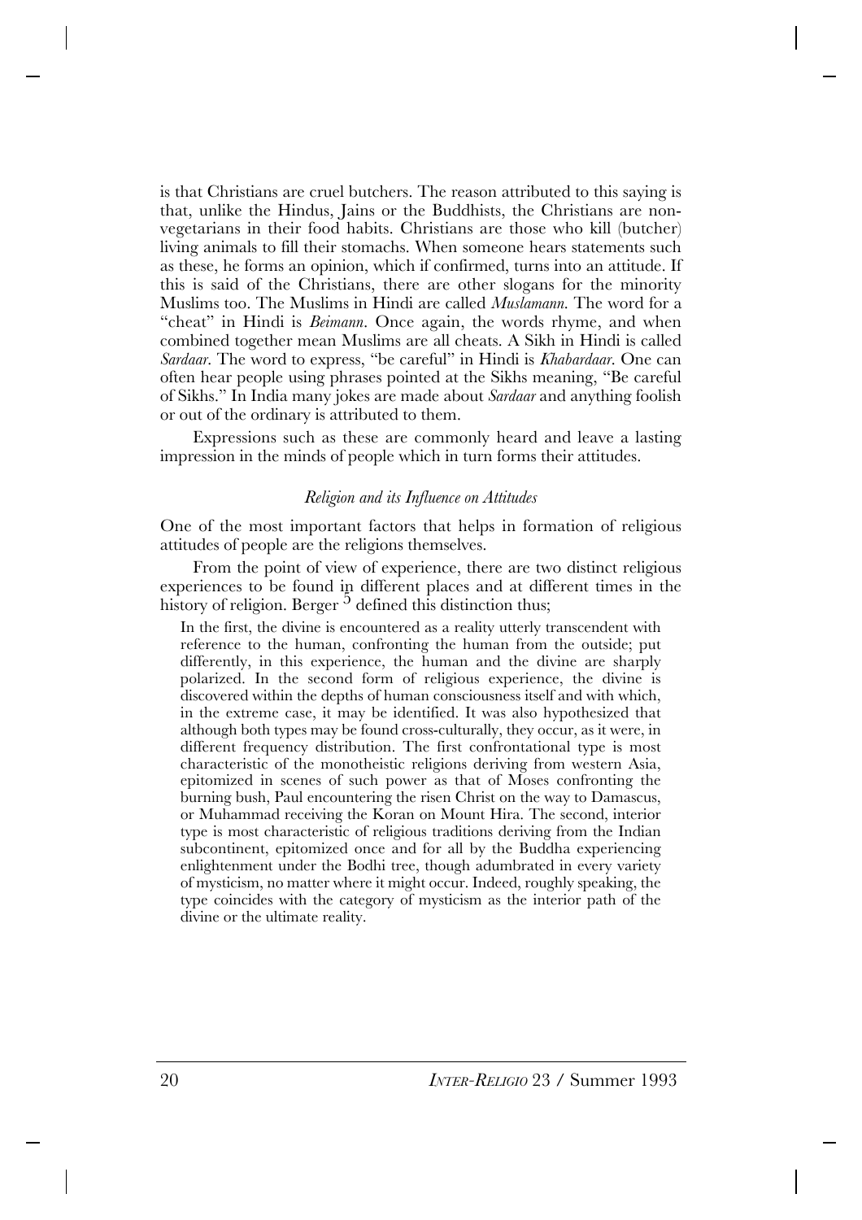is that Christians are cruel butchers. The reason attributed to this saying is that, unlike the Hindus, Jains or the Buddhists, the Christians are non-vegetarians in their food habits. Christians are those who kill (butcher) living animals to fill their stomachs. When someone hears statements such as these, he forms an opinion, which if confirmed, turns into an attitude. If this is said of the Christians, there are other slogans for the minority Muslims too. The Muslims in Hindi are called *Muslamann*. The word for a "cheat" in Hindi is *Beimann*. Once again, the words rhyme, and when combined together mean Muslims are all cheats. A Sikh in Hindi is called *Sardaar*. The word to express, "be careful" in Hindi is *Khabardaar*. One can often hear people using phrases pointed at the Sikhs meaning, "Be careful of Sikhs." In India many jokes are made about *Sardaar* and anything foolish or out of the ordinary is attributed to them.

Expressions such as these are commonly heard and leave a lasting impression in the minds of people which in turn forms their attitudes.

### *Religion and its Influence on Attitudes*

One of the most important factors that helps in formation of religious attitudes of people are the religions themselves.

From the point of view of experience, there are two distinct religious experiences to be found in different places and at different times in the history of religion. Berger [5] defined this distinction thus;

> In the first, the divine is encountered as a reality utterly transcendent with reference to the human, confronting the human from the outside; put differently, in this experience, the human and the divine are sharply polarized. In the second form of religious experience, the divine is discovered within the depths of human consciousness itself and with which, in the extreme case, it may be identified. It was also hypothesized that although both types may be found cross-culturally, they occur, as it were, in different frequency distribution. The first confrontational type is most characteristic of the monotheistic religions deriving from western Asia, epitomized in scenes of such power as that of Moses confronting the burning bush, Paul encountering the risen Christ on the way to Damascus, or Muhammad receiving the Koran on Mount Hira. The second, interior type is most characteristic of religious traditions deriving from the Indian subcontinent, epitomized once and for all by the Buddha experiencing enlightenment under the Bodhi tree, though adumbrated in every variety of mysticism, no matter where it might occur. Indeed, roughly speaking, the type coincides with the category of mysticism as the interior path of the divine or the ultimate reality.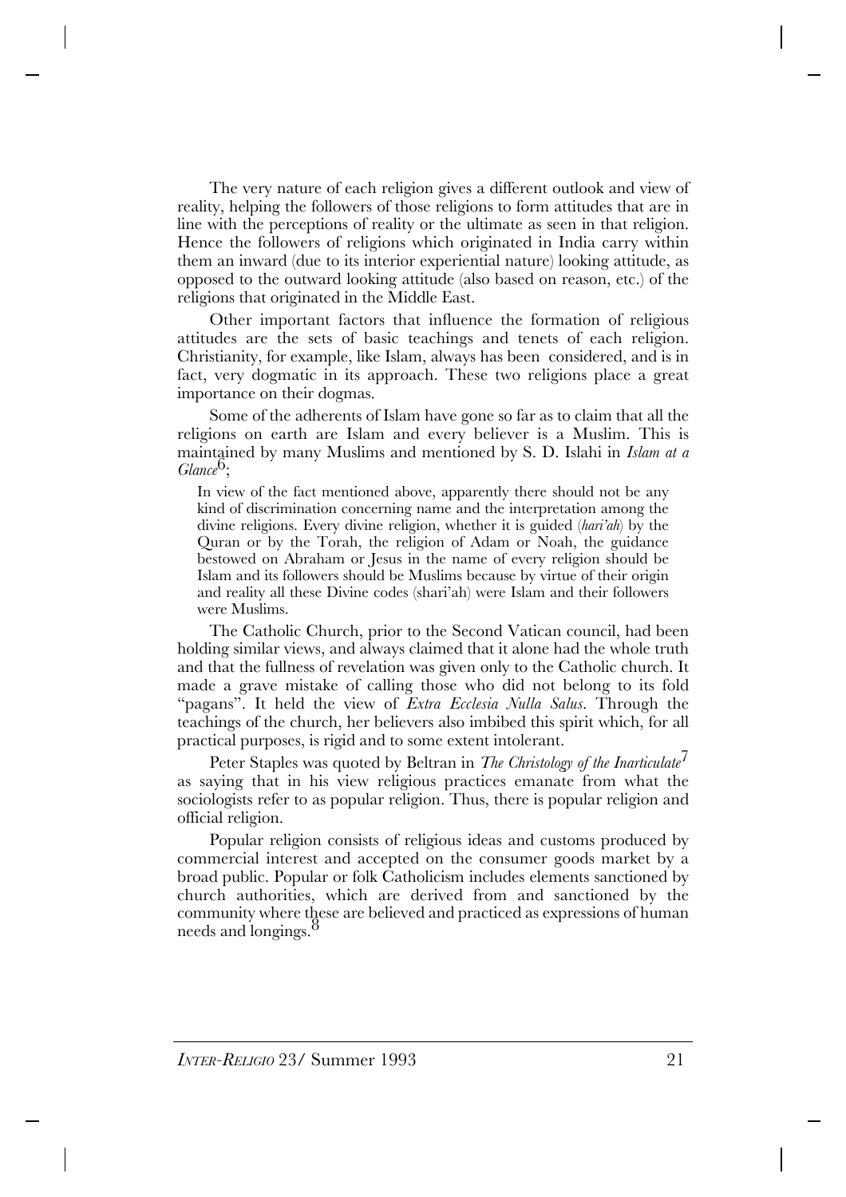The very nature of each religion gives a different outlook and view of reality, helping the followers of those religions to form attitudes that are in line with the perceptions of reality or the ultimate as seen in that religion. Hence the followers of religions which originated in India carry within them an inward (due to its interior experiential nature) looking attitude, as opposed to the outward looking attitude (also based on reason, etc.) of the religions that originated in the Middle East.

Other important factors that influence the formation of religious attitudes are the sets of basic teachings and tenets of each religion. Christianity, for example, like Islam, always has been considered, and is in fact, very dogmatic in its approach. These two religions place a great importance on their dogmas.

Some of the adherents of Islam have gone so far as to claim that all the religions on earth are Islam and every believer is a Muslim. This is maintained by many Muslims and mentioned by S. D. Islahi in *Islam at a Glance*[6];

> In view of the fact mentioned above, apparently there should not be any kind of discrimination concerning name and the interpretation among the divine religions. Every divine religion, whether it is guided (*hari'ah*) by the Quran or by the Torah, the religion of Adam or Noah, the guidance bestowed on Abraham or Jesus in the name of every religion should be Islam and its followers should be Muslims because by virtue of their origin and reality all these Divine codes (shari'ah) were Islam and their followers were Muslims.

The Catholic Church, prior to the Second Vatican council, had been holding similar views, and always claimed that it alone had the whole truth and that the fullness of revelation was given only to the Catholic church. It made a grave mistake of calling those who did not belong to its fold "pagans". It held the view of *Extra Ecclesia Nulla Salus*. Through the teachings of the church, her believers also imbibed this spirit which, for all practical purposes, is rigid and to some extent intolerant.

Peter Staples was quoted by Beltran in *The Christology of the Inarticulate*[7] as saying that in his view religious practices emanate from what the sociologists refer to as popular religion. Thus, there is popular religion and official religion.

Popular religion consists of religious ideas and customs produced by commercial interest and accepted on the consumer goods market by a broad public. Popular or folk Catholicism includes elements sanctioned by church authorities, which are derived from and sanctioned by the community where these are believed and practiced as expressions of human needs and longings.[8]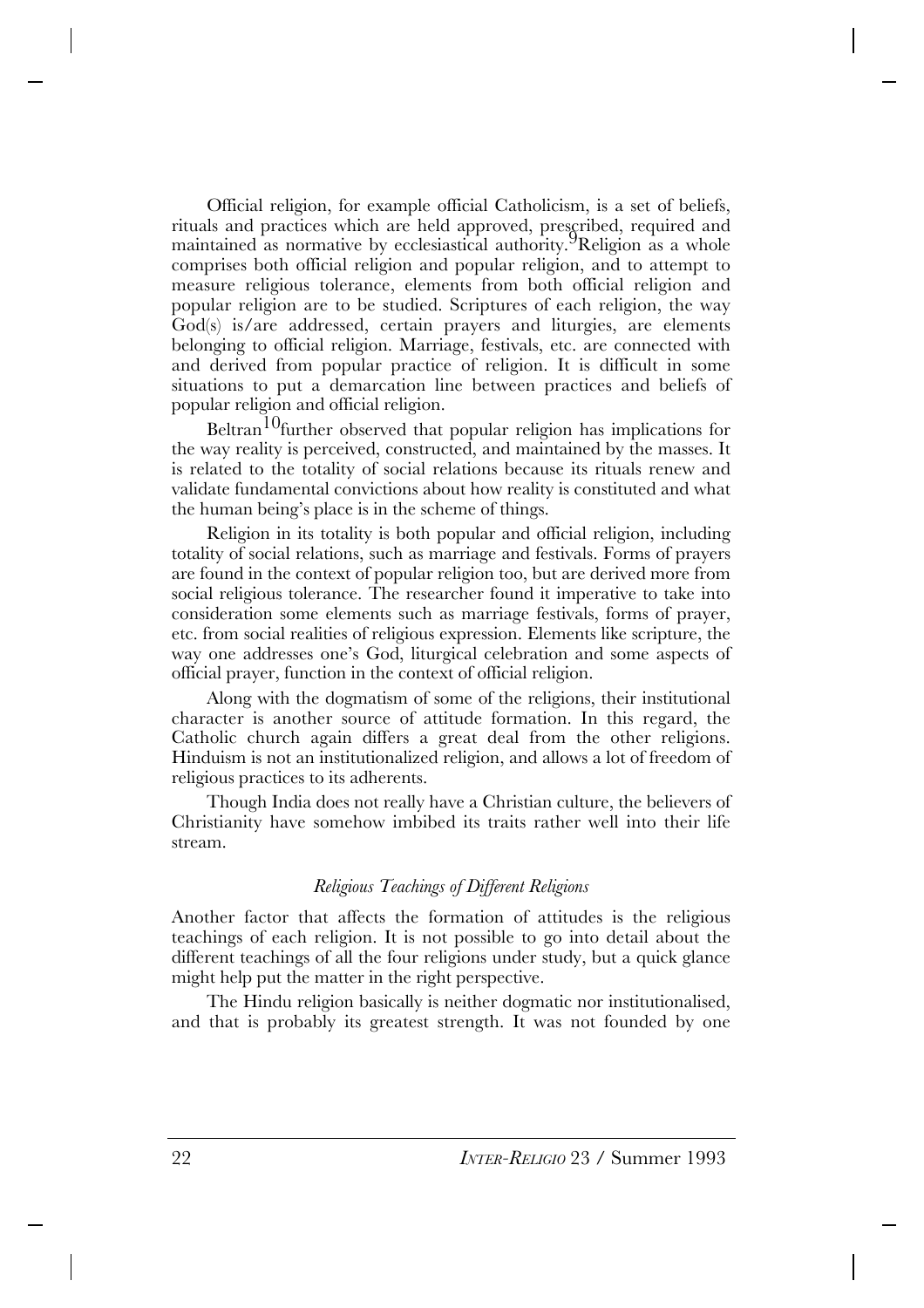Official religion, for example official Catholicism, is a set of beliefs, rituals and practices which are held approved, prescribed, required and maintained as normative by ecclesiastical authority.[9] Religion as a whole comprises both official religion and popular religion, and to attempt to measure religious tolerance, elements from both official religion and popular religion are to be studied. Scriptures of each religion, the way God(s) is/are addressed, certain prayers and liturgies, are elements belonging to official religion. Marriage, festivals, etc. are connected with and derived from popular practice of religion. It is difficult in some situations to put a demarcation line between practices and beliefs of popular religion and official religion.

Beltran[10] further observed that popular religion has implications for the way reality is perceived, constructed, and maintained by the masses. It is related to the totality of social relations because its rituals renew and validate fundamental convictions about how reality is constituted and what the human being's place is in the scheme of things.

Religion in its totality is both popular and official religion, including totality of social relations, such as marriage and festivals. Forms of prayers are found in the context of popular religion too, but are derived more from social religious tolerance. The researcher found it imperative to take into consideration some elements such as marriage festivals, forms of prayer, etc. from social realities of religious expression. Elements like scripture, the way one addresses one's God, liturgical celebration and some aspects of official prayer, function in the context of official religion.

Along with the dogmatism of some of the religions, their institutional character is another source of attitude formation. In this regard, the Catholic church again differs a great deal from the other religions. Hinduism is not an institutionalized religion, and allows a lot of freedom of religious practices to its adherents.

Though India does not really have a Christian culture, the believers of Christianity have somehow imbibed its traits rather well into their life stream.

### *Religious Teachings of Different Religions*

Another factor that affects the formation of attitudes is the religious teachings of each religion. It is not possible to go into detail about the different teachings of all the four religions under study, but a quick glance might help put the matter in the right perspective.

The Hindu religion basically is neither dogmatic nor institutionalised, and that is probably its greatest strength. It was not founded by one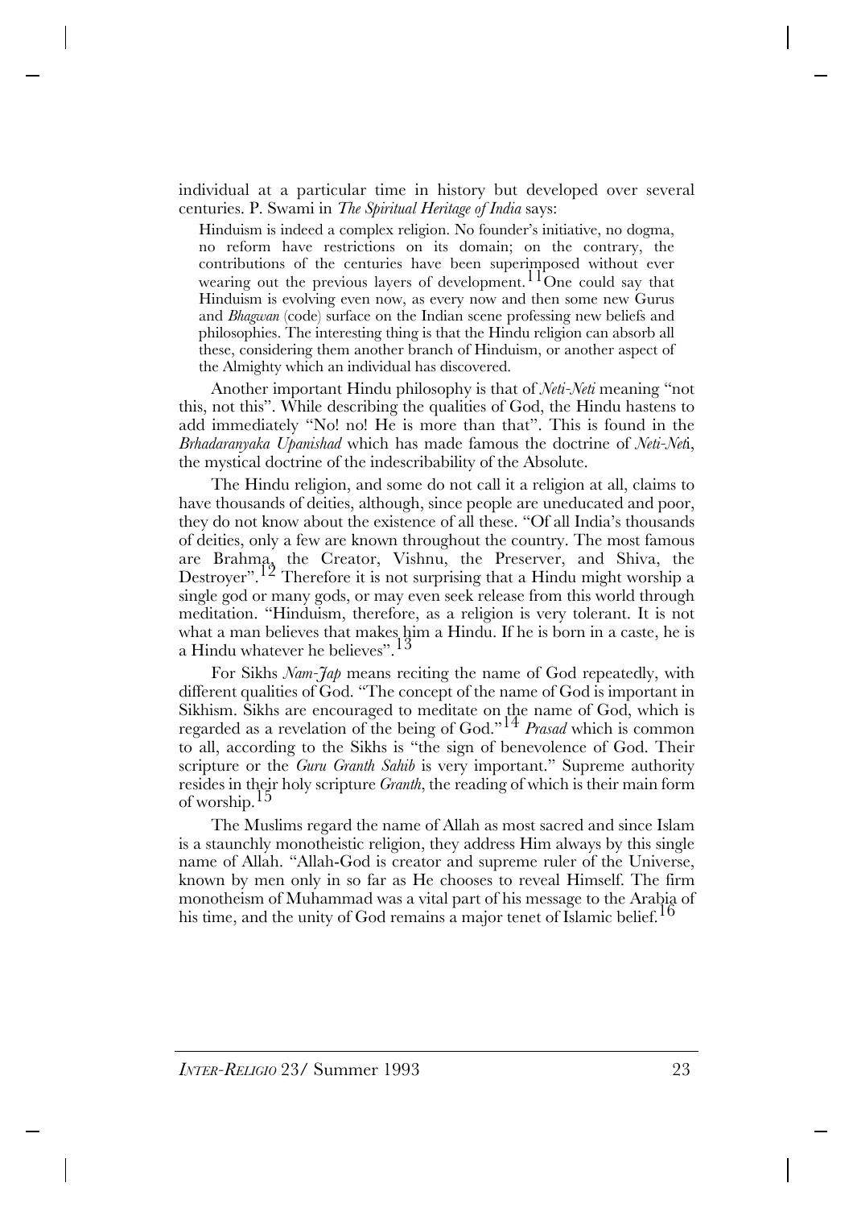individual at a particular time in history but developed over several centuries. P. Swami in *The Spiritual Heritage of India* says:

> Hinduism is indeed a complex religion. No founder's initiative, no dogma, no reform have restrictions on its domain; on the contrary, the contributions of the centuries have been superimposed without ever wearing out the previous layers of development.[11] One could say that Hinduism is evolving even now, as every now and then some new Gurus and *Bhagwan* (code) surface on the Indian scene professing new beliefs and philosophies. The interesting thing is that the Hindu religion can absorb all these, considering them another branch of Hinduism, or another aspect of the Almighty which an individual has discovered.

Another important Hindu philosophy is that of *Neti-Neti* meaning "not this, not this". While describing the qualities of God, the Hindu hastens to add immediately "No! no! He is more than that". This is found in the *Brhadaranyaka Upanishad* which has made famous the doctrine of *Neti-Neti*, the mystical doctrine of the indescribability of the Absolute.

The Hindu religion, and some do not call it a religion at all, claims to have thousands of deities, although, since people are uneducated and poor, they do not know about the existence of all these. "Of all India's thousands of deities, only a few are known throughout the country. The most famous are Brahma, the Creator, Vishnu, the Preserver, and Shiva, the Destroyer".[12] Therefore it is not surprising that a Hindu might worship a single god or many gods, or may even seek release from this world through meditation. "Hinduism, therefore, as a religion is very tolerant. It is not what a man believes that makes him a Hindu. If he is born in a caste, he is a Hindu whatever he believes".[13]

For Sikhs *Nam-Jap* means reciting the name of God repeatedly, with different qualities of God. "The concept of the name of God is important in Sikhism. Sikhs are encouraged to meditate on the name of God, which is regarded as a revelation of the being of God."[14] *Prasad* which is common to all, according to the Sikhs is "the sign of benevolence of God. Their scripture or the *Guru Granth Sahib* is very important." Supreme authority resides in their holy scripture *Granth*, the reading of which is their main form of worship.[15]

The Muslims regard the name of Allah as most sacred and since Islam is a staunchly monotheistic religion, they address Him always by this single name of Allah. "Allah-God is creator and supreme ruler of the Universe, known by men only in so far as He chooses to reveal Himself. The firm monotheism of Muhammad was a vital part of his message to the Arabia of his time, and the unity of God remains a major tenet of Islamic belief.[16]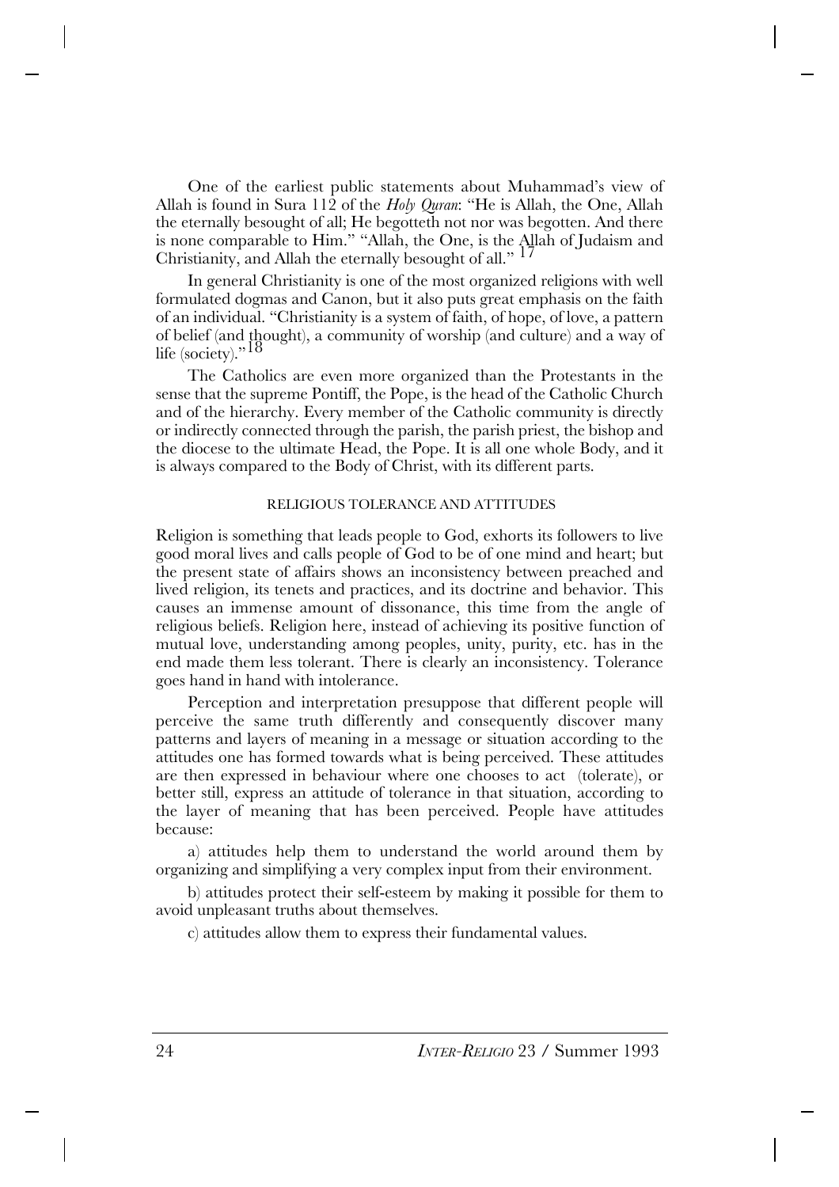One of the earliest public statements about Muhammad's view of Allah is found in Sura 112 of the *Holy Quran*: "He is Allah, the One, Allah the eternally besought of all; He begotteth not nor was begotten. And there is none comparable to Him." "Allah, the One, is the Allah of Judaism and Christianity, and Allah the eternally besought of all." [17]

In general Christianity is one of the most organized religions with well formulated dogmas and Canon, but it also puts great emphasis on the faith of an individual. "Christianity is a system of faith, of hope, of love, a pattern of belief (and thought), a community of worship (and culture) and a way of life (society)."[18]

The Catholics are even more organized than the Protestants in the sense that the supreme Pontiff, the Pope, is the head of the Catholic Church and of the hierarchy. Every member of the Catholic community is directly or indirectly connected through the parish, the parish priest, the bishop and the diocese to the ultimate Head, the Pope. It is all one whole Body, and it is always compared to the Body of Christ, with its different parts.

## RELIGIOUS TOLERANCE AND ATTITUDES

Religion is something that leads people to God, exhorts its followers to live good moral lives and calls people of God to be of one mind and heart; but the present state of affairs shows an inconsistency between preached and lived religion, its tenets and practices, and its doctrine and behavior. This causes an immense amount of dissonance, this time from the angle of religious beliefs. Religion here, instead of achieving its positive function of mutual love, understanding among peoples, unity, purity, etc. has in the end made them less tolerant. There is clearly an inconsistency. Tolerance goes hand in hand with intolerance.

Perception and interpretation presuppose that different people will perceive the same truth differently and consequently discover many patterns and layers of meaning in a message or situation according to the attitudes one has formed towards what is being perceived. These attitudes are then expressed in behaviour where one chooses to act (tolerate), or better still, express an attitude of tolerance in that situation, according to the layer of meaning that has been perceived. People have attitudes because:

a) attitudes help them to understand the world around them by organizing and simplifying a very complex input from their environment.

b) attitudes protect their self-esteem by making it possible for them to avoid unpleasant truths about themselves.

c) attitudes allow them to express their fundamental values.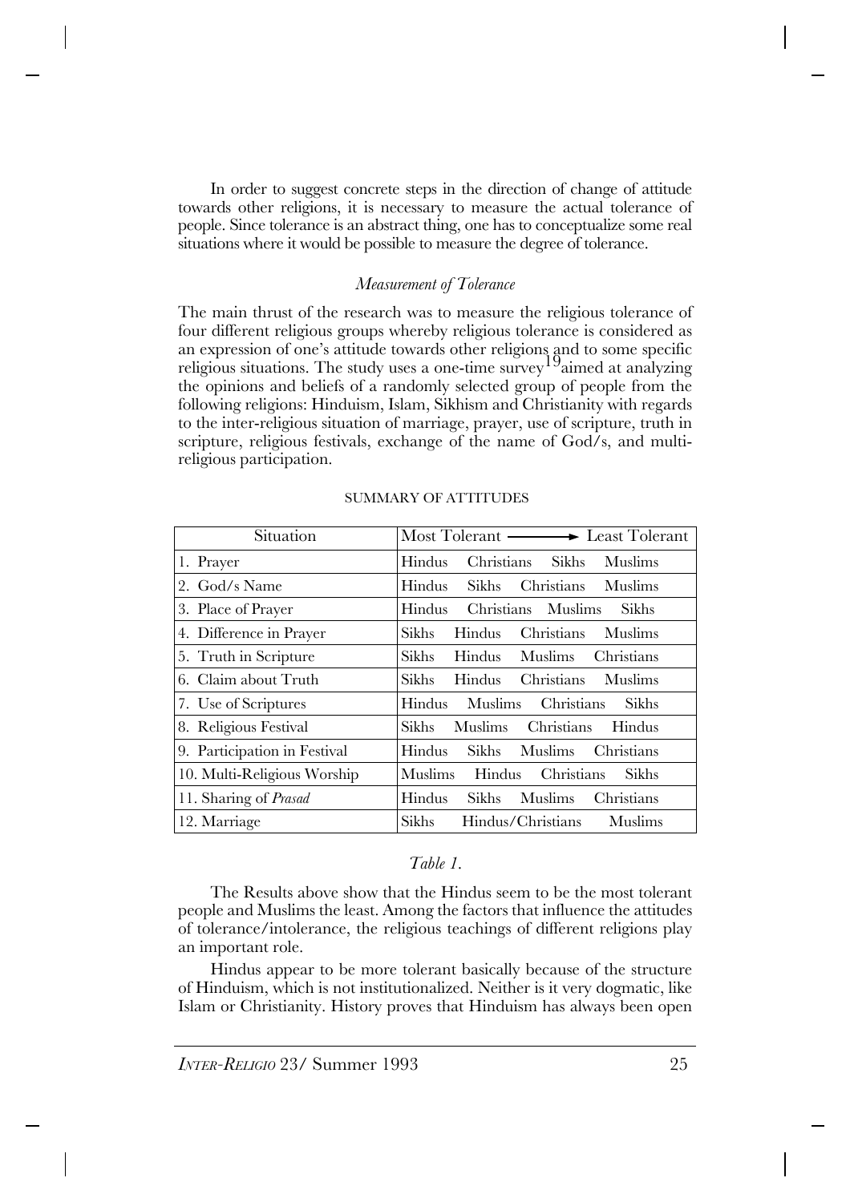In order to suggest concrete steps in the direction of change of attitude towards other religions, it is necessary to measure the actual tolerance of people. Since tolerance is an abstract thing, one has to conceptualize some real situations where it would be possible to measure the degree of tolerance.

### *Measurement of Tolerance*

The main thrust of the research was to measure the religious tolerance of four different religious groups whereby religious tolerance is considered as an expression of one's attitude towards other religions and to some specific religious situations. The study uses a one-time survey[19] aimed at analyzing the opinions and beliefs of a randomly selected group of people from the following religions: Hinduism, Islam, Sikhism and Christianity with regards to the inter-religious situation of marriage, prayer, use of scripture, truth in scripture, religious festivals, exchange of the name of God/s, and multi-religious participation.

SUMMARY OF ATTITUDES

| Situation | Most Tolerant ⟶ Least Tolerant |
|---|---|
| 1. Prayer | Hindus Christians Sikhs Muslims |
| 2. God/s Name | Hindus Sikhs Christians Muslims |
| 3. Place of Prayer | Hindus Christians Muslims Sikhs |
| 4. Difference in Prayer | Sikhs Hindus Christians Muslims |
| 5. Truth in Scripture | Sikhs Hindus Muslims Christians |
| 6. Claim about Truth | Sikhs Hindus Christians Muslims |
| 7. Use of Scriptures | Hindus Muslims Christians Sikhs |
| 8. Religious Festival | Sikhs Muslims Christians Hindus |
| 9. Participation in Festival | Hindus Sikhs Muslims Christians |
| 10. Multi-Religious Worship | Muslims Hindus Christians Sikhs |
| 11. Sharing of *Prasad* | Hindus Sikhs Muslims Christians |
| 12. Marriage | Sikhs Hindus/Christians Muslims |

*Table 1.*

The Results above show that the Hindus seem to be the most tolerant people and Muslims the least. Among the factors that influence the attitudes of tolerance/intolerance, the religious teachings of different religions play an important role.

Hindus appear to be more tolerant basically because of the structure of Hinduism, which is not institutionalized. Neither is it very dogmatic, like Islam or Christianity. History proves that Hinduism has always been open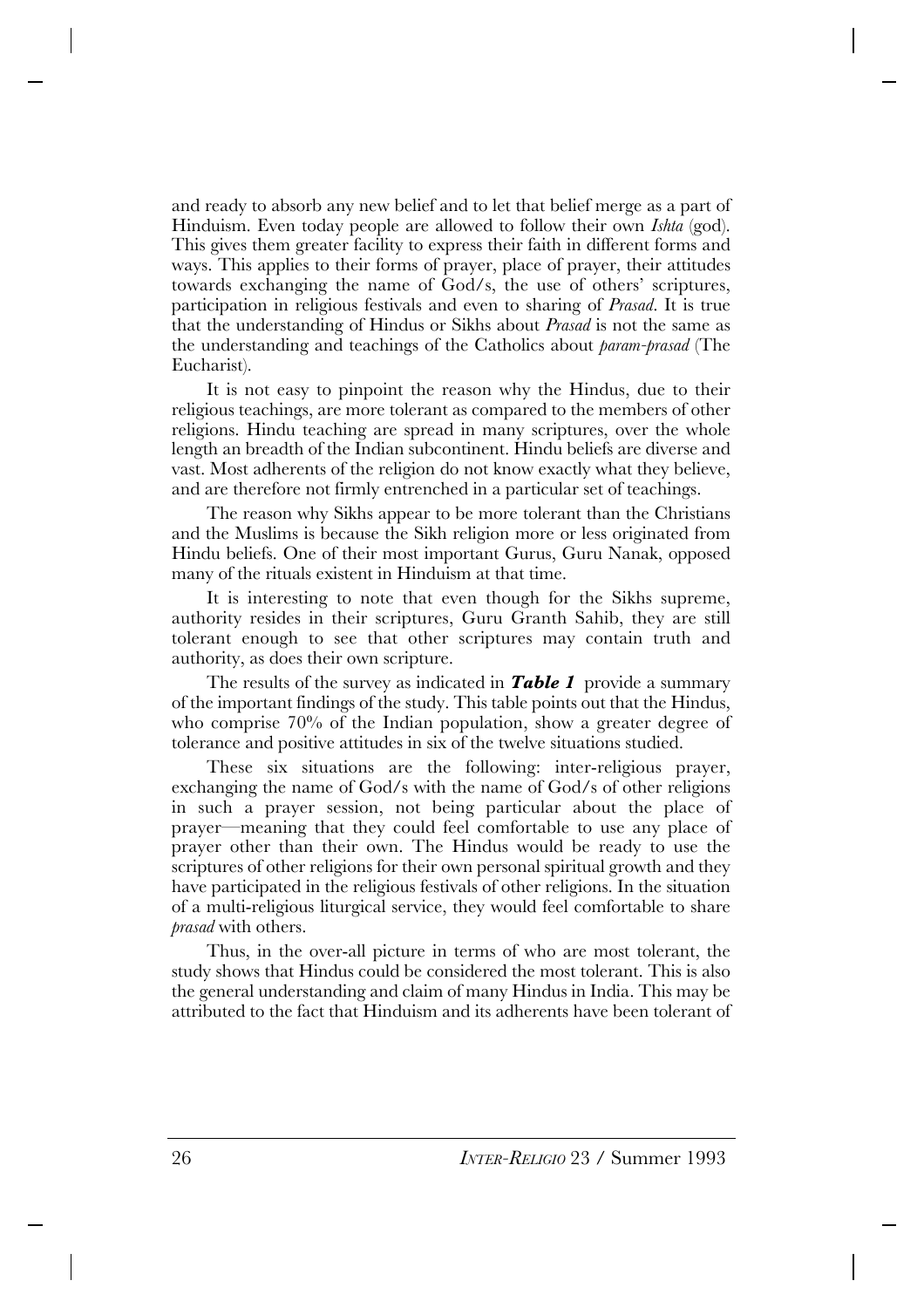and ready to absorb any new belief and to let that belief merge as a part of Hinduism. Even today people are allowed to follow their own *Ishta* (god). This gives them greater facility to express their faith in different forms and ways. This applies to their forms of prayer, place of prayer, their attitudes towards exchanging the name of God/s, the use of others' scriptures, participation in religious festivals and even to sharing of *Prasad*. It is true that the understanding of Hindus or Sikhs about *Prasad* is not the same as the understanding and teachings of the Catholics about *param-prasad* (The Eucharist).

It is not easy to pinpoint the reason why the Hindus, due to their religious teachings, are more tolerant as compared to the members of other religions. Hindu teaching are spread in many scriptures, over the whole length an breadth of the Indian subcontinent. Hindu beliefs are diverse and vast. Most adherents of the religion do not know exactly what they believe, and are therefore not firmly entrenched in a particular set of teachings.

The reason why Sikhs appear to be more tolerant than the Christians and the Muslims is because the Sikh religion more or less originated from Hindu beliefs. One of their most important Gurus, Guru Nanak, opposed many of the rituals existent in Hinduism at that time.

It is interesting to note that even though for the Sikhs supreme, authority resides in their scriptures, Guru Granth Sahib, they are still tolerant enough to see that other scriptures may contain truth and authority, as does their own scripture.

The results of the survey as indicated in ***Table 1*** provide a summary of the important findings of the study. This table points out that the Hindus, who comprise 70% of the Indian population, show a greater degree of tolerance and positive attitudes in six of the twelve situations studied.

These six situations are the following: inter-religious prayer, exchanging the name of God/s with the name of God/s of other religions in such a prayer session, not being particular about the place of prayer—meaning that they could feel comfortable to use any place of prayer other than their own. The Hindus would be ready to use the scriptures of other religions for their own personal spiritual growth and they have participated in the religious festivals of other religions. In the situation of a multi-religious liturgical service, they would feel comfortable to share *prasad* with others.

Thus, in the over-all picture in terms of who are most tolerant, the study shows that Hindus could be considered the most tolerant. This is also the general understanding and claim of many Hindus in India. This may be attributed to the fact that Hinduism and its adherents have been tolerant of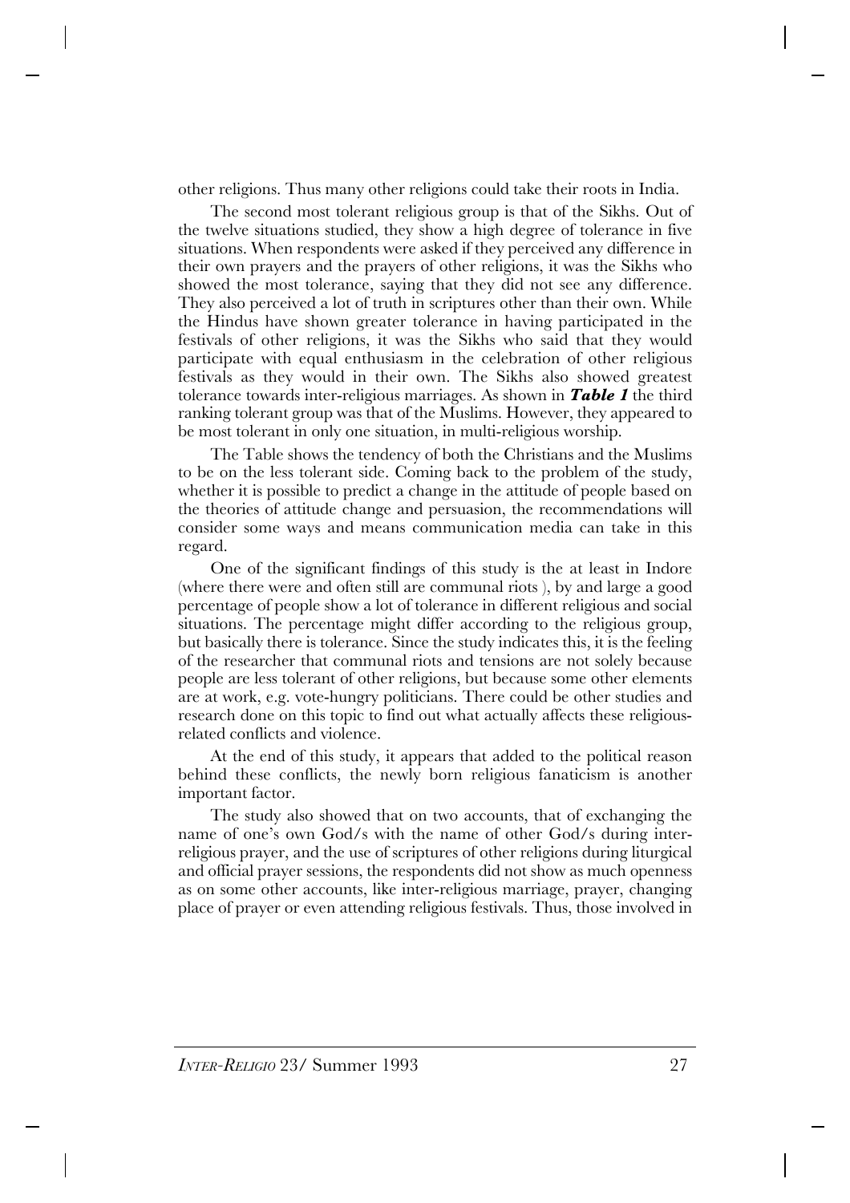other religions. Thus many other religions could take their roots in India.

The second most tolerant religious group is that of the Sikhs. Out of the twelve situations studied, they show a high degree of tolerance in five situations. When respondents were asked if they perceived any difference in their own prayers and the prayers of other religions, it was the Sikhs who showed the most tolerance, saying that they did not see any difference. They also perceived a lot of truth in scriptures other than their own. While the Hindus have shown greater tolerance in having participated in the festivals of other religions, it was the Sikhs who said that they would participate with equal enthusiasm in the celebration of other religious festivals as they would in their own. The Sikhs also showed greatest tolerance towards inter-religious marriages. As shown in ***Table 1*** the third ranking tolerant group was that of the Muslims. However, they appeared to be most tolerant in only one situation, in multi-religious worship.

The Table shows the tendency of both the Christians and the Muslims to be on the less tolerant side. Coming back to the problem of the study, whether it is possible to predict a change in the attitude of people based on the theories of attitude change and persuasion, the recommendations will consider some ways and means communication media can take in this regard.

One of the significant findings of this study is the at least in Indore (where there were and often still are communal riots ), by and large a good percentage of people show a lot of tolerance in different religious and social situations. The percentage might differ according to the religious group, but basically there is tolerance. Since the study indicates this, it is the feeling of the researcher that communal riots and tensions are not solely because people are less tolerant of other religions, but because some other elements are at work, e.g. vote-hungry politicians. There could be other studies and research done on this topic to find out what actually affects these religious-related conflicts and violence.

At the end of this study, it appears that added to the political reason behind these conflicts, the newly born religious fanaticism is another important factor.

The study also showed that on two accounts, that of exchanging the name of one's own God/s with the name of other God/s during inter-religious prayer, and the use of scriptures of other religions during liturgical and official prayer sessions, the respondents did not show as much openness as on some other accounts, like inter-religious marriage, prayer, changing place of prayer or even attending religious festivals. Thus, those involved in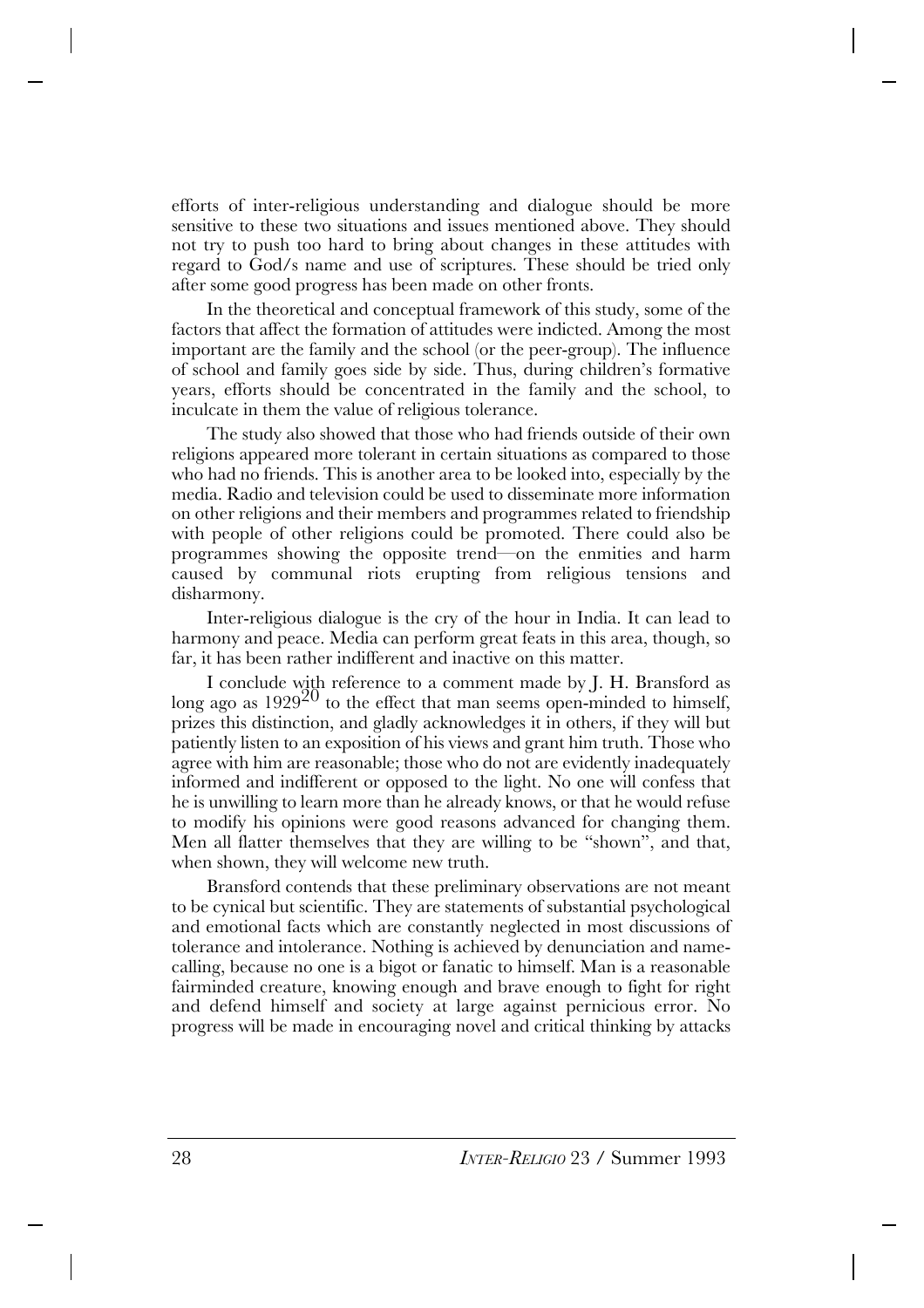efforts of inter-religious understanding and dialogue should be more sensitive to these two situations and issues mentioned above. They should not try to push too hard to bring about changes in these attitudes with regard to God/s name and use of scriptures. These should be tried only after some good progress has been made on other fronts.

In the theoretical and conceptual framework of this study, some of the factors that affect the formation of attitudes were indicted. Among the most important are the family and the school (or the peer-group). The influence of school and family goes side by side. Thus, during children's formative years, efforts should be concentrated in the family and the school, to inculcate in them the value of religious tolerance.

The study also showed that those who had friends outside of their own religions appeared more tolerant in certain situations as compared to those who had no friends. This is another area to be looked into, especially by the media. Radio and television could be used to disseminate more information on other religions and their members and programmes related to friendship with people of other religions could be promoted. There could also be programmes showing the opposite trend—on the enmities and harm caused by communal riots erupting from religious tensions and disharmony.

Inter-religious dialogue is the cry of the hour in India. It can lead to harmony and peace. Media can perform great feats in this area, though, so far, it has been rather indifferent and inactive on this matter.

I conclude with reference to a comment made by J. H. Bransford as long ago as 1929[20] to the effect that man seems open-minded to himself, prizes this distinction, and gladly acknowledges it in others, if they will but patiently listen to an exposition of his views and grant him truth. Those who agree with him are reasonable; those who do not are evidently inadequately informed and indifferent or opposed to the light. No one will confess that he is unwilling to learn more than he already knows, or that he would refuse to modify his opinions were good reasons advanced for changing them. Men all flatter themselves that they are willing to be "shown", and that, when shown, they will welcome new truth.

Bransford contends that these preliminary observations are not meant to be cynical but scientific. They are statements of substantial psychological and emotional facts which are constantly neglected in most discussions of tolerance and intolerance. Nothing is achieved by denunciation and name-calling, because no one is a bigot or fanatic to himself. Man is a reasonable fairminded creature, knowing enough and brave enough to fight for right and defend himself and society at large against pernicious error. No progress will be made in encouraging novel and critical thinking by attacks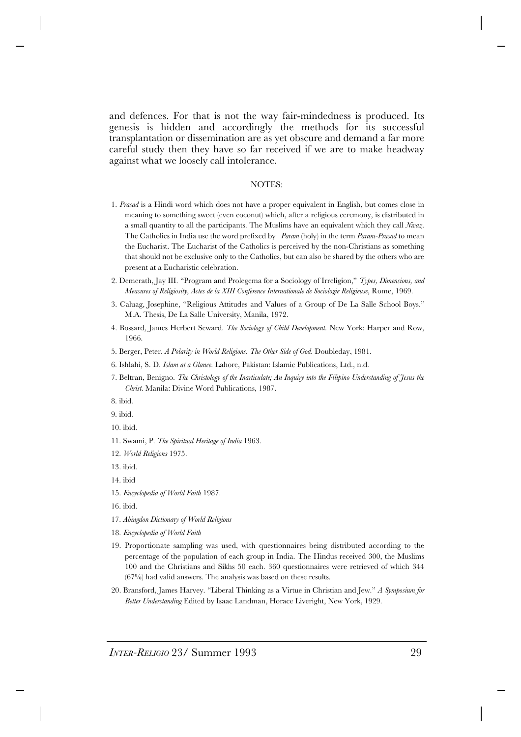and defences. For that is not the way fair-mindedness is produced. Its genesis is hidden and accordingly the methods for its successful transplantation or dissemination are as yet obscure and demand a far more careful study then they have so far received if we are to make headway against what we loosely call intolerance.

NOTES:

1. *Prasad* is a Hindi word which does not have a proper equivalent in English, but comes close in meaning to something sweet (even coconut) which, after a religious ceremony, is distributed in a small quantity to all the participants. The Muslims have an equivalent which they call *Niwaz*. The Catholics in India use the word prefixed by *Param* (holy) in the term *Param-Prasad* to mean the Eucharist. The Eucharist of the Catholics is perceived by the non-Christians as something that should not be exclusive only to the Catholics, but can also be shared by the others who are present at a Eucharistic celebration.
2. Demerath, Jay III. "Program and Prolegema for a Sociology of Irreligion," *Types, Dimensions, and Measures of Religiosity, Actes de la XIII Conference Internationale de Sociologie Religieuse*, Rome, 1969.
3. Caluag, Josephine, "Religious Attitudes and Values of a Group of De La Salle School Boys." M.A. Thesis, De La Salle University, Manila, 1972.
4. Bossard, James Herbert Seward. *The Sociology of Child Development.* New York: Harper and Row, 1966.
5. Berger, Peter. *A Polarity in World Religions. The Other Side of God*. Doubleday, 1981.
6. Ishlahi, S. D. *Islam at a Glance.* Lahore, Pakistan: Islamic Publications, Ltd., n.d.
7. Beltran, Benigno. *The Christology of the Inarticulate; An Inquiry into the Filipino Understanding of Jesus the Christ.* Manila: Divine Word Publications, 1987.
8. ibid.
9. ibid.
10. ibid.
11. Swami, P. *The Spiritual Heritage of India* 1963.
12. *World Religions* 1975.
13. ibid.
14. ibid
15. *Encyclopedia of World Faith* 1987.
16. ibid.
17. *Abingdon Dictionary of World Religions*
18. *Encyclopedia of World Faith*
19. Proportionate sampling was used, with questionnaires being distributed according to the percentage of the population of each group in India. The Hindus received 300, the Muslims 100 and the Christians and Sikhs 50 each. 360 questionnaires were retrieved of which 344 (67%) had valid answers. The analysis was based on these results.
20. Bransford, James Harvey. "Liberal Thinking as a Virtue in Christian and Jew." *A Symposium for Better Understanding* Edited by Isaac Landman, Horace Liveright, New York, 1929.